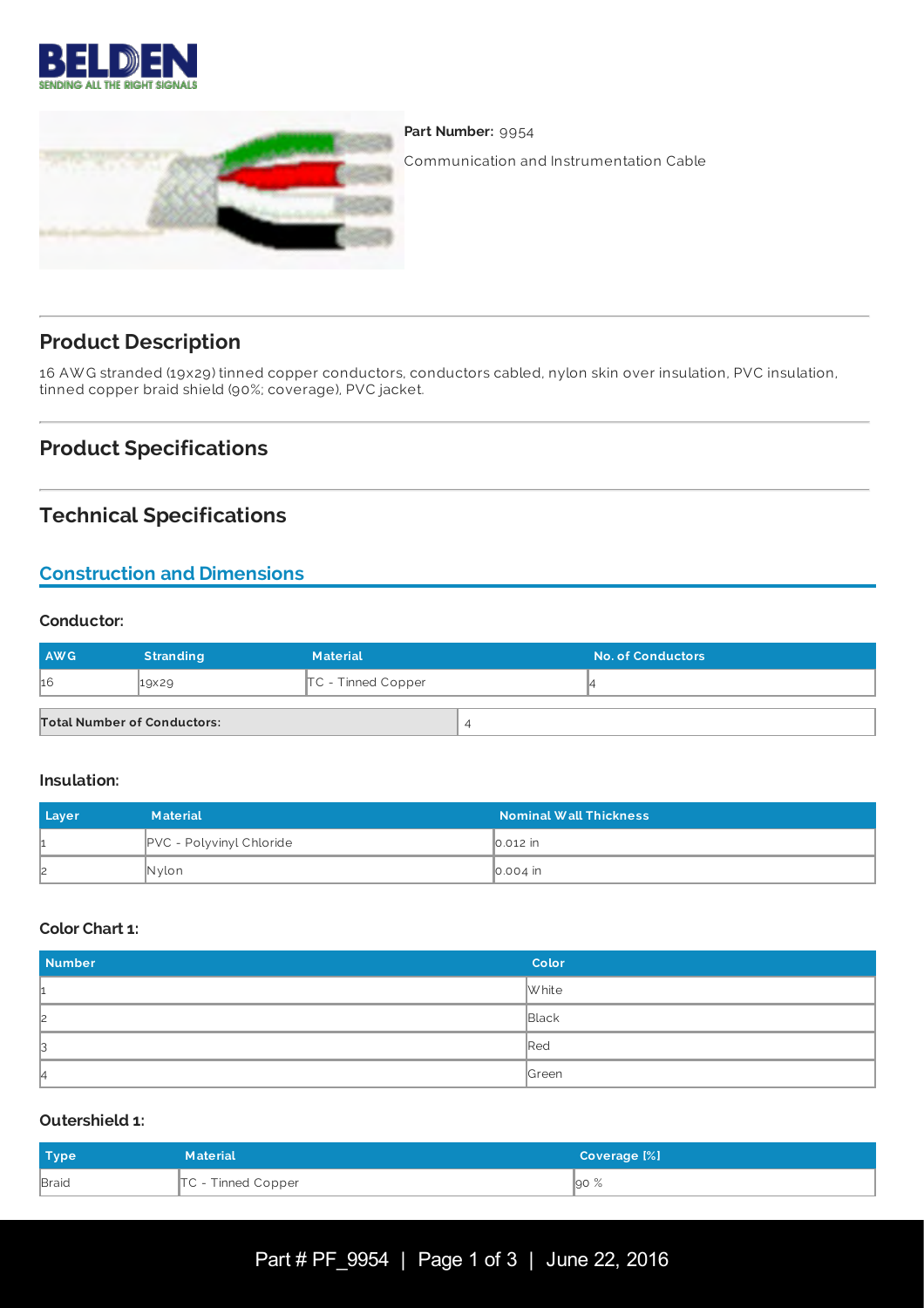**Part Number:** 9954

Communication and Instrumentation Cable

## Product Description

16 AWG stranded (19x29) tinned copper conductors, conductors cabled, nylon skin over insulation, PVC insulation, tinned copper braid shield (90%; coverage), PVC jacket.

## Product Specifications

## Technical Specifications

### Construction and Dimensions

#### Conductor:

| AWG | Stranding | Material | No. of Conductors |
|---|---|---|---|
| 16 | 19x29 | TC - Tinned Copper | 4 |

| Total Number of Conductors: | 4 |
|---|---|

#### Insulation:

| Layer | Material | Nominal Wall Thickness |
|---|---|---|
| 1 | PVC - Polyvinyl Chloride | 0.012 in |
| 2 | Nylon | 0.004 in |

#### Color Chart 1:

| Number | Color |
|---|---|
| 1 | White |
| 2 | Black |
| 3 | Red |
| 4 | Green |

#### Outershield 1:

| Type | Material | Coverage [%] |
|---|---|---|
| Braid | TC - Tinned Copper | 90 % |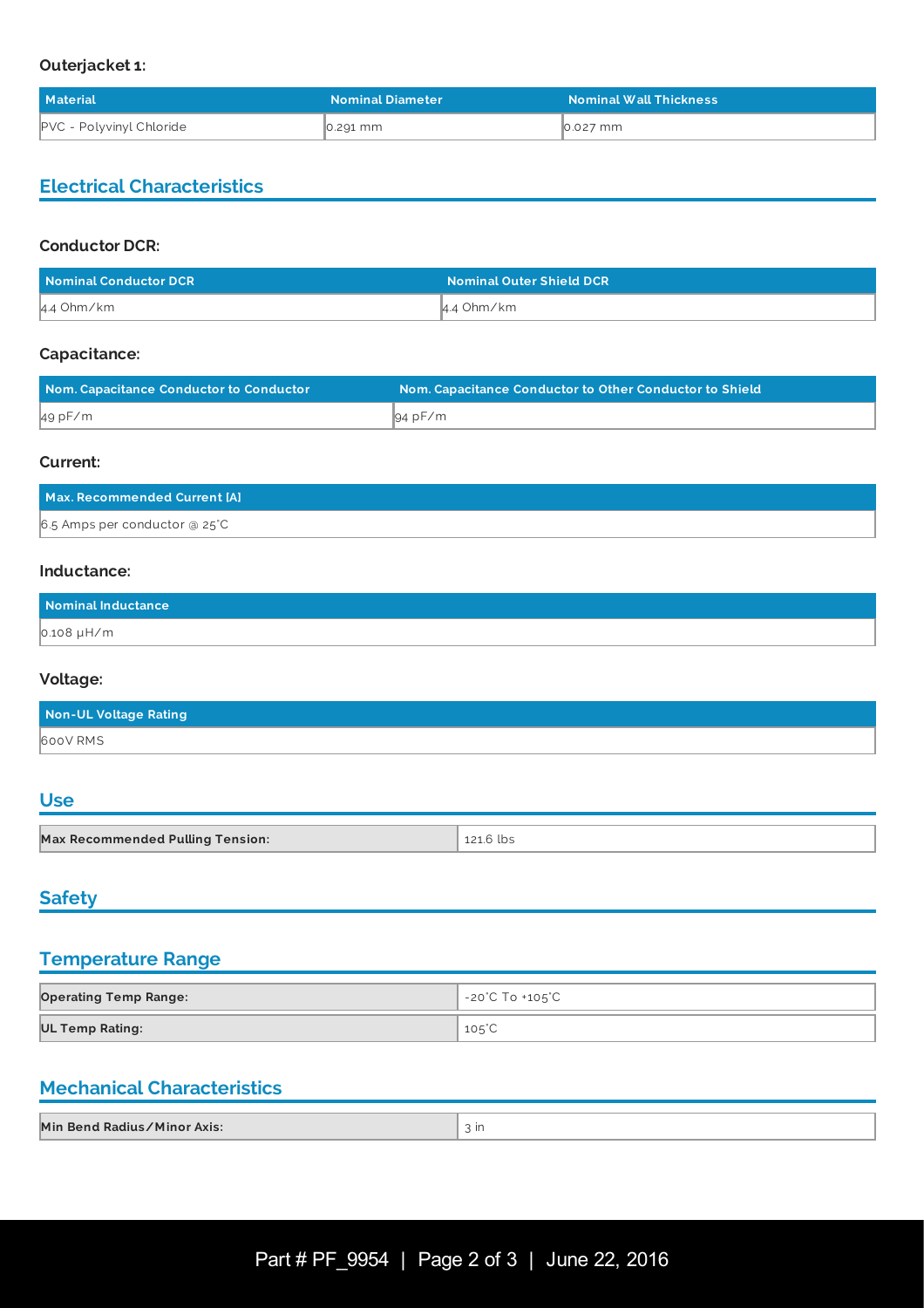#### Outerjacket 1:

| Material | Nominal Diameter | Nominal Wall Thickness |
| --- | --- | --- |
| PVC - Polyvinyl Chloride | 0.291 mm | 0.027 mm |

## Electrical Characteristics

#### Conductor DCR:

| Nominal Conductor DCR | Nominal Outer Shield DCR |
| --- | --- |
| 4.4 Ohm/km | 4.4 Ohm/km |

#### Capacitance:

| Nom. Capacitance Conductor to Conductor | Nom. Capacitance Conductor to Other Conductor to Shield |
| --- | --- |
| 49 pF/m | 94 pF/m |

#### Current:

| Max. Recommended Current [A] |
| --- |
| 6.5 Amps per conductor @ 25°C |

#### Inductance:

| Nominal Inductance |
| --- |
| 0.108 µH/m |

#### Voltage:

| Non-UL Voltage Rating |
| --- |
| 600V RMS |

## Use

| | |
| --- | --- |
| **Max Recommended Pulling Tension:** | 121.6 lbs |

## Safety

## Temperature Range

| | |
| --- | --- |
| **Operating Temp Range:** | -20°C To +105°C |
| **UL Temp Rating:** | 105°C |

## Mechanical Characteristics

| | |
| --- | --- |
| **Min Bend Radius/Minor Axis:** | 3 in |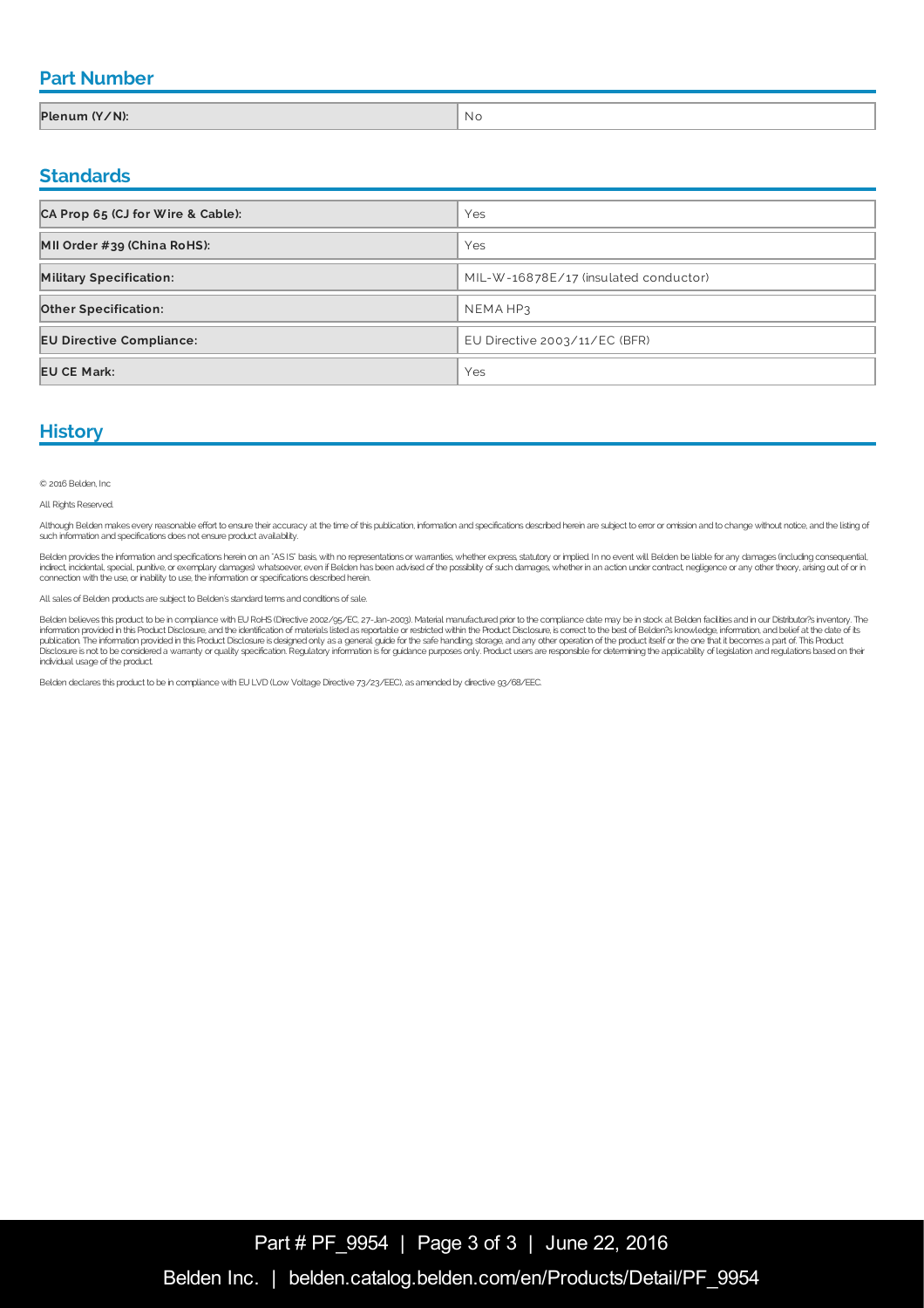## Part Number

| | |
|---|---|
| **Plenum (Y/N):** | No |

## Standards

| | |
|---|---|
| **CA Prop 65 (CJ for Wire & Cable):** | Yes |
| **MII Order #39 (China RoHS):** | Yes |
| **Military Specification:** | MIL-W-16878E/17 (insulated conductor) |
| **Other Specification:** | NEMA HP3 |
| **EU Directive Compliance:** | EU Directive 2003/11/EC (BFR) |
| **EU CE Mark:** | Yes |

## History

© 2016 Belden, Inc

All Rights Reserved.

Although Belden makes every reasonable effort to ensure their accuracy at the time of this publication, information and specifications described herein are subject to error or omission and to change without notice, and the listing of such information and specifications does not ensure product availability.

Belden provides the information and specifications herein on an "AS IS" basis, with no representations or warranties, whether express, statutory or implied. In no event will Belden be liable for any damages (including consequential, indirect, incidental, special, punitive, or exemplary damages) whatsoever, even if Belden has been advised of the possibility of such damages, whether in an action under contract, negligence or any other theory, arising out of or in connection with the use, or inability to use, the information or specifications described herein.

All sales of Belden products are subject to Belden's standard terms and conditions of sale.

Belden believes this product to be in compliance with EU RoHS (Directive 2002/95/EC, 27-Jan-2003). Material manufactured prior to the compliance date may be in stock at Belden facilities and in our Distributor?s inventory. The information provided in this Product Disclosure, and the identification of materials listed as reportable or restricted within the Product Disclosure, is correct to the best of Belden?s knowledge, information, and belief at the date of its publication. The information provided in this Product Disclosure is designed only as a general guide for the safe handling, storage, and any other operation of the product itself or the one that it becomes a part of. This Product Disclosure is not to be considered a warranty or quality specification. Regulatory information is for guidance purposes only. Product users are responsible for determining the applicability of legislation and regulations based on their individual usage of the product.

Belden declares this product to be in compliance with EU LVD (Low Voltage Directive 73/23/EEC), as amended by directive 93/68/EEC.